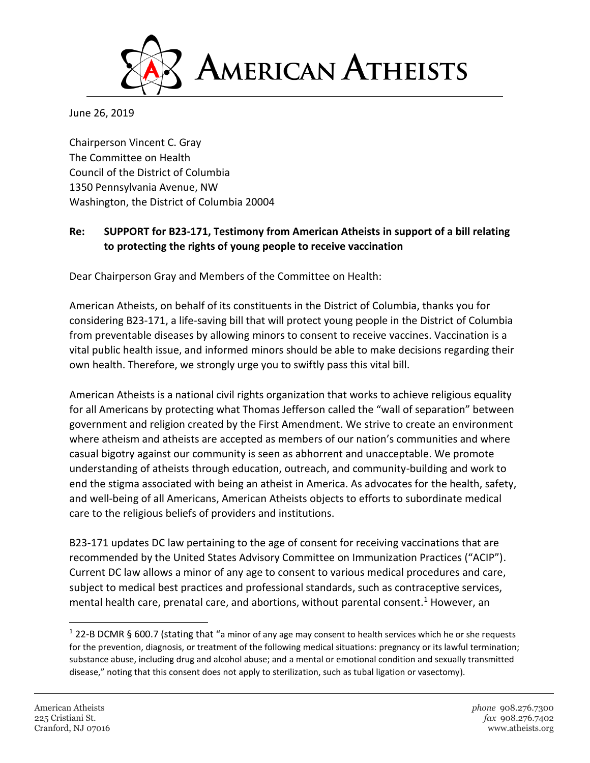# AMERICAN ATHEISTS

June 26, 2019

Chairperson Vincent C. Gray
The Committee on Health
Council of the District of Columbia
1350 Pennsylvania Avenue, NW
Washington, the District of Columbia 20004

**Re: SUPPORT for B23-171, Testimony from American Atheists in support of a bill relating to protecting the rights of young people to receive vaccination**

Dear Chairperson Gray and Members of the Committee on Health:

American Atheists, on behalf of its constituents in the District of Columbia, thanks you for considering B23-171, a life-saving bill that will protect young people in the District of Columbia from preventable diseases by allowing minors to consent to receive vaccines. Vaccination is a vital public health issue, and informed minors should be able to make decisions regarding their own health. Therefore, we strongly urge you to swiftly pass this vital bill.

American Atheists is a national civil rights organization that works to achieve religious equality for all Americans by protecting what Thomas Jefferson called the "wall of separation" between government and religion created by the First Amendment. We strive to create an environment where atheism and atheists are accepted as members of our nation's communities and where casual bigotry against our community is seen as abhorrent and unacceptable. We promote understanding of atheists through education, outreach, and community-building and work to end the stigma associated with being an atheist in America. As advocates for the health, safety, and well-being of all Americans, American Atheists objects to efforts to subordinate medical care to the religious beliefs of providers and institutions.

B23-171 updates DC law pertaining to the age of consent for receiving vaccinations that are recommended by the United States Advisory Committee on Immunization Practices ("ACIP"). Current DC law allows a minor of any age to consent to various medical procedures and care, subject to medical best practices and professional standards, such as contraceptive services, mental health care, prenatal care, and abortions, without parental consent.[1] However, an

[1] 22-B DCMR § 600.7 (stating that "a minor of any age may consent to health services which he or she requests for the prevention, diagnosis, or treatment of the following medical situations: pregnancy or its lawful termination; substance abuse, including drug and alcohol abuse; and a mental or emotional condition and sexually transmitted disease," noting that this consent does not apply to sterilization, such as tubal ligation or vasectomy).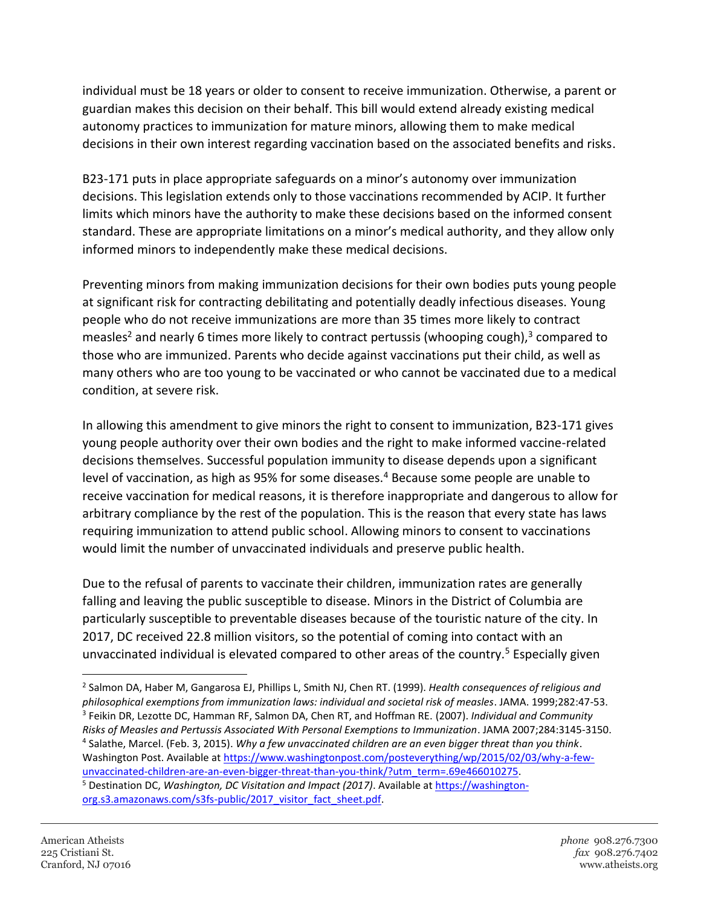individual must be 18 years or older to consent to receive immunization. Otherwise, a parent or guardian makes this decision on their behalf. This bill would extend already existing medical autonomy practices to immunization for mature minors, allowing them to make medical decisions in their own interest regarding vaccination based on the associated benefits and risks.

B23-171 puts in place appropriate safeguards on a minor's autonomy over immunization decisions. This legislation extends only to those vaccinations recommended by ACIP. It further limits which minors have the authority to make these decisions based on the informed consent standard. These are appropriate limitations on a minor's medical authority, and they allow only informed minors to independently make these medical decisions.

Preventing minors from making immunization decisions for their own bodies puts young people at significant risk for contracting debilitating and potentially deadly infectious diseases. Young people who do not receive immunizations are more than 35 times more likely to contract measles[2] and nearly 6 times more likely to contract pertussis (whooping cough),[3] compared to those who are immunized. Parents who decide against vaccinations put their child, as well as many others who are too young to be vaccinated or who cannot be vaccinated due to a medical condition, at severe risk.

In allowing this amendment to give minors the right to consent to immunization, B23-171 gives young people authority over their own bodies and the right to make informed vaccine-related decisions themselves. Successful population immunity to disease depends upon a significant level of vaccination, as high as 95% for some diseases.[4] Because some people are unable to receive vaccination for medical reasons, it is therefore inappropriate and dangerous to allow for arbitrary compliance by the rest of the population. This is the reason that every state has laws requiring immunization to attend public school. Allowing minors to consent to vaccinations would limit the number of unvaccinated individuals and preserve public health.

Due to the refusal of parents to vaccinate their children, immunization rates are generally falling and leaving the public susceptible to disease. Minors in the District of Columbia are particularly susceptible to preventable diseases because of the touristic nature of the city. In 2017, DC received 22.8 million visitors, so the potential of coming into contact with an unvaccinated individual is elevated compared to other areas of the country.[5] Especially given

---

[2] Salmon DA, Haber M, Gangarosa EJ, Phillips L, Smith NJ, Chen RT. (1999). *Health consequences of religious and philosophical exemptions from immunization laws: individual and societal risk of measles*. JAMA. 1999;282:47-53.

[3] Feikin DR, Lezotte DC, Hamman RF, Salmon DA, Chen RT, and Hoffman RE. (2007). *Individual and Community Risks of Measles and Pertussis Associated With Personal Exemptions to Immunization*. JAMA 2007;284:3145-3150.

[4] Salathe, Marcel. (Feb. 3, 2015). *Why a few unvaccinated children are an even bigger threat than you think*. Washington Post. Available at https://www.washingtonpost.com/posteverything/wp/2015/02/03/why-a-few-unvaccinated-children-are-an-even-bigger-threat-than-you-think/?utm_term=.69e466010275.

[5] Destination DC, *Washington, DC Visitation and Impact (2017)*. Available at https://washington-org.s3.amazonaws.com/s3fs-public/2017_visitor_fact_sheet.pdf.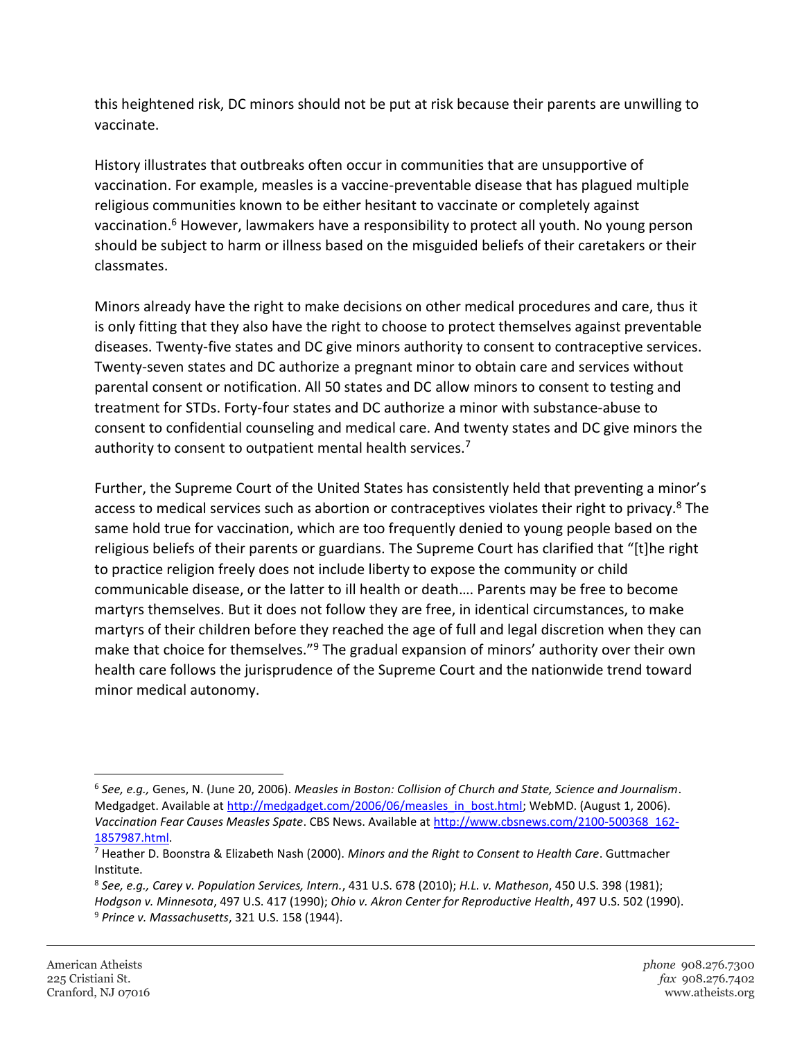this heightened risk, DC minors should not be put at risk because their parents are unwilling to vaccinate.

History illustrates that outbreaks often occur in communities that are unsupportive of vaccination. For example, measles is a vaccine-preventable disease that has plagued multiple religious communities known to be either hesitant to vaccinate or completely against vaccination.[6] However, lawmakers have a responsibility to protect all youth. No young person should be subject to harm or illness based on the misguided beliefs of their caretakers or their classmates.

Minors already have the right to make decisions on other medical procedures and care, thus it is only fitting that they also have the right to choose to protect themselves against preventable diseases. Twenty-five states and DC give minors authority to consent to contraceptive services. Twenty-seven states and DC authorize a pregnant minor to obtain care and services without parental consent or notification. All 50 states and DC allow minors to consent to testing and treatment for STDs. Forty-four states and DC authorize a minor with substance-abuse to consent to confidential counseling and medical care. And twenty states and DC give minors the authority to consent to outpatient mental health services.[7]

Further, the Supreme Court of the United States has consistently held that preventing a minor's access to medical services such as abortion or contraceptives violates their right to privacy.[8] The same hold true for vaccination, which are too frequently denied to young people based on the religious beliefs of their parents or guardians. The Supreme Court has clarified that "[t]he right to practice religion freely does not include liberty to expose the community or child communicable disease, or the latter to ill health or death…. Parents may be free to become martyrs themselves. But it does not follow they are free, in identical circumstances, to make martyrs of their children before they reached the age of full and legal discretion when they can make that choice for themselves."[9] The gradual expansion of minors' authority over their own health care follows the jurisprudence of the Supreme Court and the nationwide trend toward minor medical autonomy.

---

[6] *See, e.g.,* Genes, N. (June 20, 2006). *Measles in Boston: Collision of Church and State, Science and Journalism*. Medgadget. Available at http://medgadget.com/2006/06/measles_in_bost.html; WebMD. (August 1, 2006). *Vaccination Fear Causes Measles Spate*. CBS News. Available at http://www.cbsnews.com/2100-500368_162-1857987.html.

[7] Heather D. Boonstra & Elizabeth Nash (2000). *Minors and the Right to Consent to Health Care*. Guttmacher Institute.

[8] *See, e.g., Carey v. Population Services, Intern.*, 431 U.S. 678 (2010); *H.L. v. Matheson*, 450 U.S. 398 (1981); *Hodgson v. Minnesota*, 497 U.S. 417 (1990); *Ohio v. Akron Center for Reproductive Health*, 497 U.S. 502 (1990).

[9] *Prince v. Massachusetts*, 321 U.S. 158 (1944).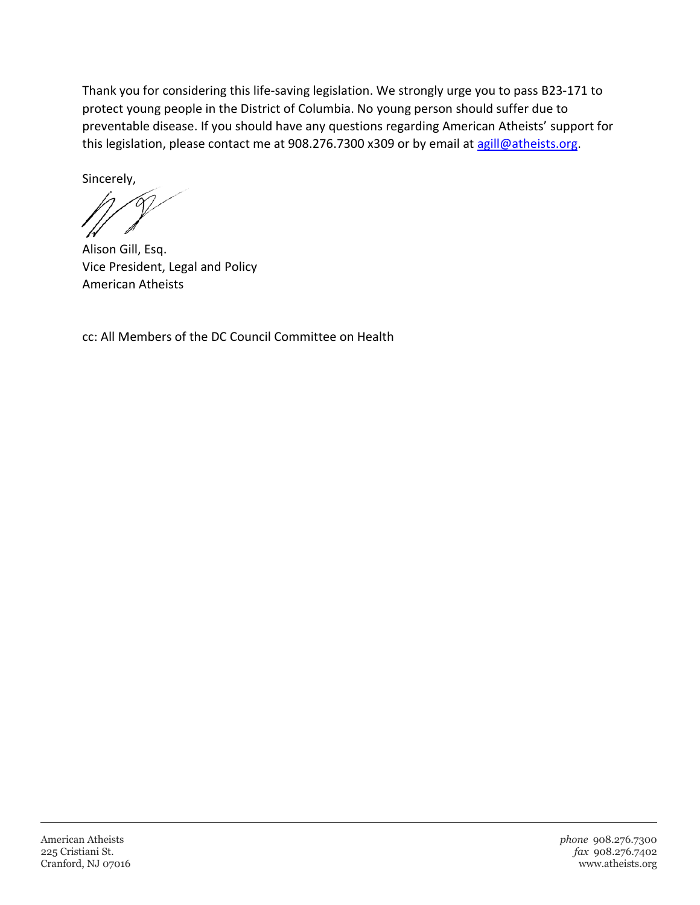Thank you for considering this life-saving legislation. We strongly urge you to pass B23-171 to protect young people in the District of Columbia. No young person should suffer due to preventable disease. If you should have any questions regarding American Atheists' support for this legislation, please contact me at 908.276.7300 x309 or by email at agill@atheists.org.

Sincerely,

Alison Gill, Esq.
Vice President, Legal and Policy
American Atheists

cc: All Members of the DC Council Committee on Health